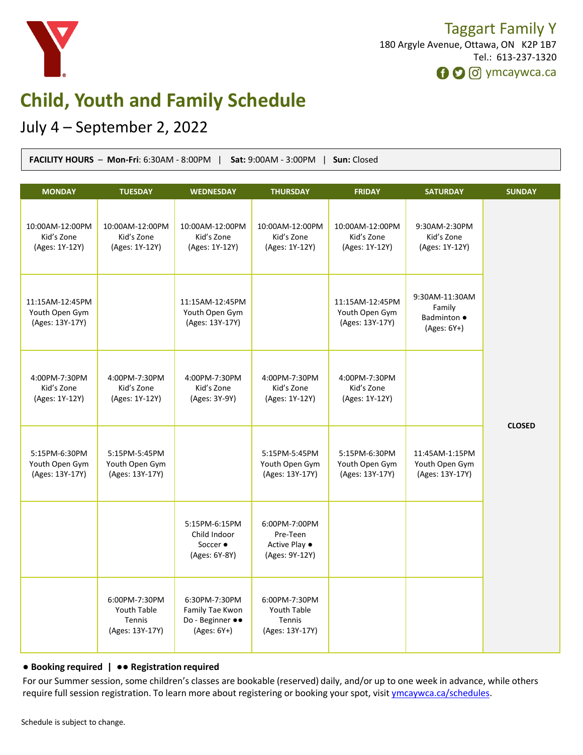Taggart Family Y
180 Argyle Avenue, Ottawa, ON K2P 1B7
Tel.: 613-237-1320
ymcaywca.ca

# Child, Youth and Family Schedule

## July 4 – September 2, 2022

**FACILITY HOURS** – **Mon-Fri**: 6:30AM - 8:00PM | **Sat:** 9:00AM - 3:00PM | **Sun:** Closed

| MONDAY | TUESDAY | WEDNESDAY | THURSDAY | FRIDAY | SATURDAY | SUNDAY |
|---|---|---|---|---|---|---|
| 10:00AM-12:00PM Kid's Zone (Ages: 1Y-12Y) | 10:00AM-12:00PM Kid's Zone (Ages: 1Y-12Y) | 10:00AM-12:00PM Kid's Zone (Ages: 1Y-12Y) | 10:00AM-12:00PM Kid's Zone (Ages: 1Y-12Y) | 10:00AM-12:00PM Kid's Zone (Ages: 1Y-12Y) | 9:30AM-2:30PM Kid's Zone (Ages: 1Y-12Y) | CLOSED |
| 11:15AM-12:45PM Youth Open Gym (Ages: 13Y-17Y) | | 11:15AM-12:45PM Youth Open Gym (Ages: 13Y-17Y) | | 11:15AM-12:45PM Youth Open Gym (Ages: 13Y-17Y) | 9:30AM-11:30AM Family Badminton ● (Ages: 6Y+) | |
| 4:00PM-7:30PM Kid's Zone (Ages: 1Y-12Y) | 4:00PM-7:30PM Kid's Zone (Ages: 1Y-12Y) | 4:00PM-7:30PM Kid's Zone (Ages: 3Y-9Y) | 4:00PM-7:30PM Kid's Zone (Ages: 1Y-12Y) | 4:00PM-7:30PM Kid's Zone (Ages: 1Y-12Y) | | |
| 5:15PM-6:30PM Youth Open Gym (Ages: 13Y-17Y) | 5:15PM-5:45PM Youth Open Gym (Ages: 13Y-17Y) | | 5:15PM-5:45PM Youth Open Gym (Ages: 13Y-17Y) | 5:15PM-6:30PM Youth Open Gym (Ages: 13Y-17Y) | 11:45AM-1:15PM Youth Open Gym (Ages: 13Y-17Y) | |
| | | 5:15PM-6:15PM Child Indoor Soccer ● (Ages: 6Y-8Y) | 6:00PM-7:00PM Pre-Teen Active Play ● (Ages: 9Y-12Y) | | | |
| | 6:00PM-7:30PM Youth Table Tennis (Ages: 13Y-17Y) | 6:30PM-7:30PM Family Tae Kwon Do - Beginner ●● (Ages: 6Y+) | 6:00PM-7:30PM Youth Table Tennis (Ages: 13Y-17Y) | | | |

**● Booking required | ●● Registration required**

For our Summer session, some children's classes are bookable (reserved) daily, and/or up to one week in advance, while others require full session registration. To learn more about registering or booking your spot, visit ymcaywca.ca/schedules.

Schedule is subject to change.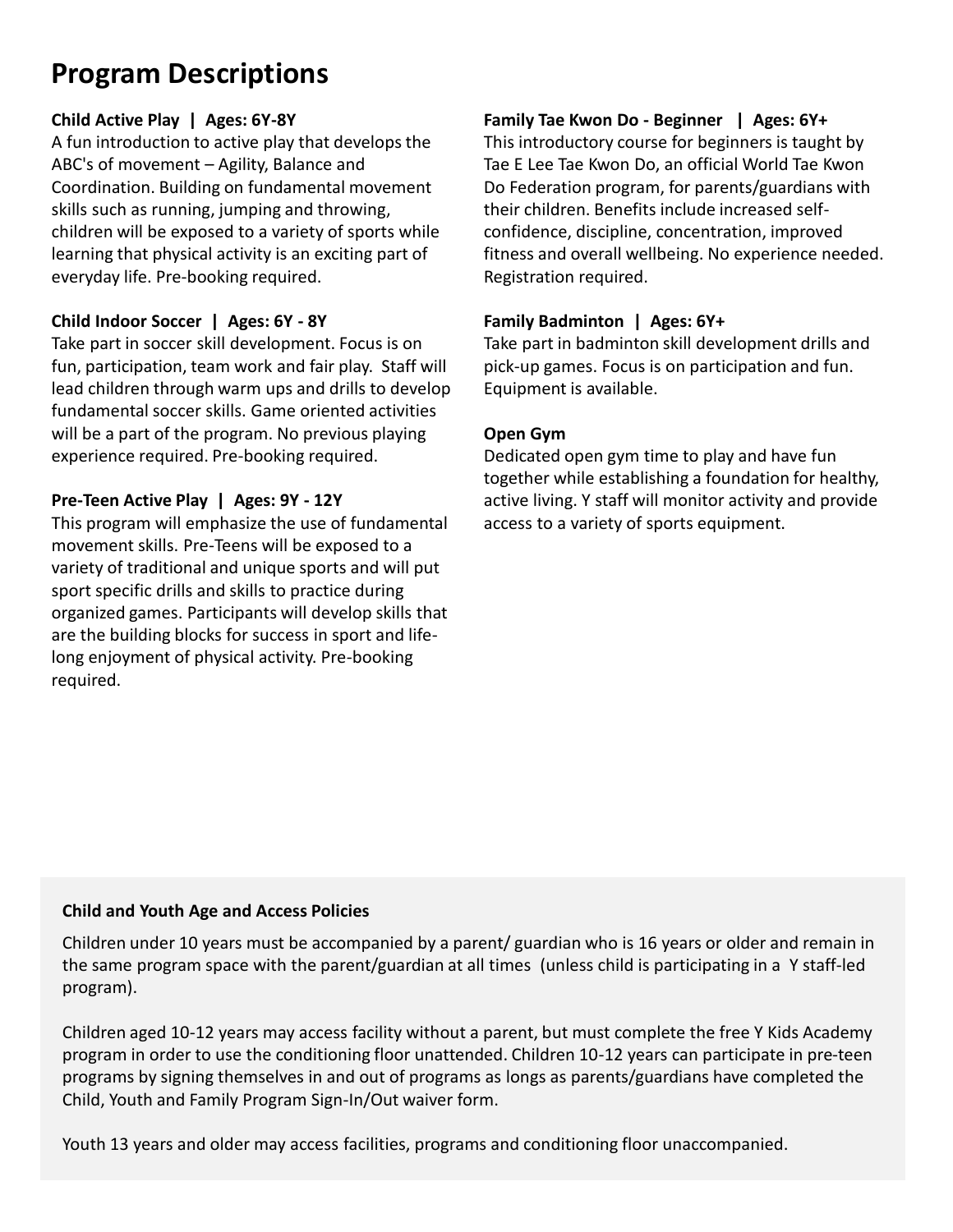# Program Descriptions

**Child Active Play | Ages: 6Y-8Y**
A fun introduction to active play that develops the ABC's of movement – Agility, Balance and Coordination. Building on fundamental movement skills such as running, jumping and throwing, children will be exposed to a variety of sports while learning that physical activity is an exciting part of everyday life. Pre-booking required.

**Child Indoor Soccer | Ages: 6Y - 8Y**
Take part in soccer skill development. Focus is on fun, participation, team work and fair play. Staff will lead children through warm ups and drills to develop fundamental soccer skills. Game oriented activities will be a part of the program. No previous playing experience required. Pre-booking required.

**Pre-Teen Active Play | Ages: 9Y - 12Y**
This program will emphasize the use of fundamental movement skills. Pre-Teens will be exposed to a variety of traditional and unique sports and will put sport specific drills and skills to practice during organized games. Participants will develop skills that are the building blocks for success in sport and life-long enjoyment of physical activity. Pre-booking required.

**Family Tae Kwon Do - Beginner | Ages: 6Y+**
This introductory course for beginners is taught by Tae E Lee Tae Kwon Do, an official World Tae Kwon Do Federation program, for parents/guardians with their children. Benefits include increased self-confidence, discipline, concentration, improved fitness and overall wellbeing. No experience needed. Registration required.

**Family Badminton | Ages: 6Y+**
Take part in badminton skill development drills and pick-up games. Focus is on participation and fun. Equipment is available.

**Open Gym**
Dedicated open gym time to play and have fun together while establishing a foundation for healthy, active living. Y staff will monitor activity and provide access to a variety of sports equipment.

**Child and Youth Age and Access Policies**

Children under 10 years must be accompanied by a parent/ guardian who is 16 years or older and remain in the same program space with the parent/guardian at all times (unless child is participating in a Y staff-led program).

Children aged 10-12 years may access facility without a parent, but must complete the free Y Kids Academy program in order to use the conditioning floor unattended. Children 10-12 years can participate in pre-teen programs by signing themselves in and out of programs as longs as parents/guardians have completed the Child, Youth and Family Program Sign-In/Out waiver form.

Youth 13 years and older may access facilities, programs and conditioning floor unaccompanied.